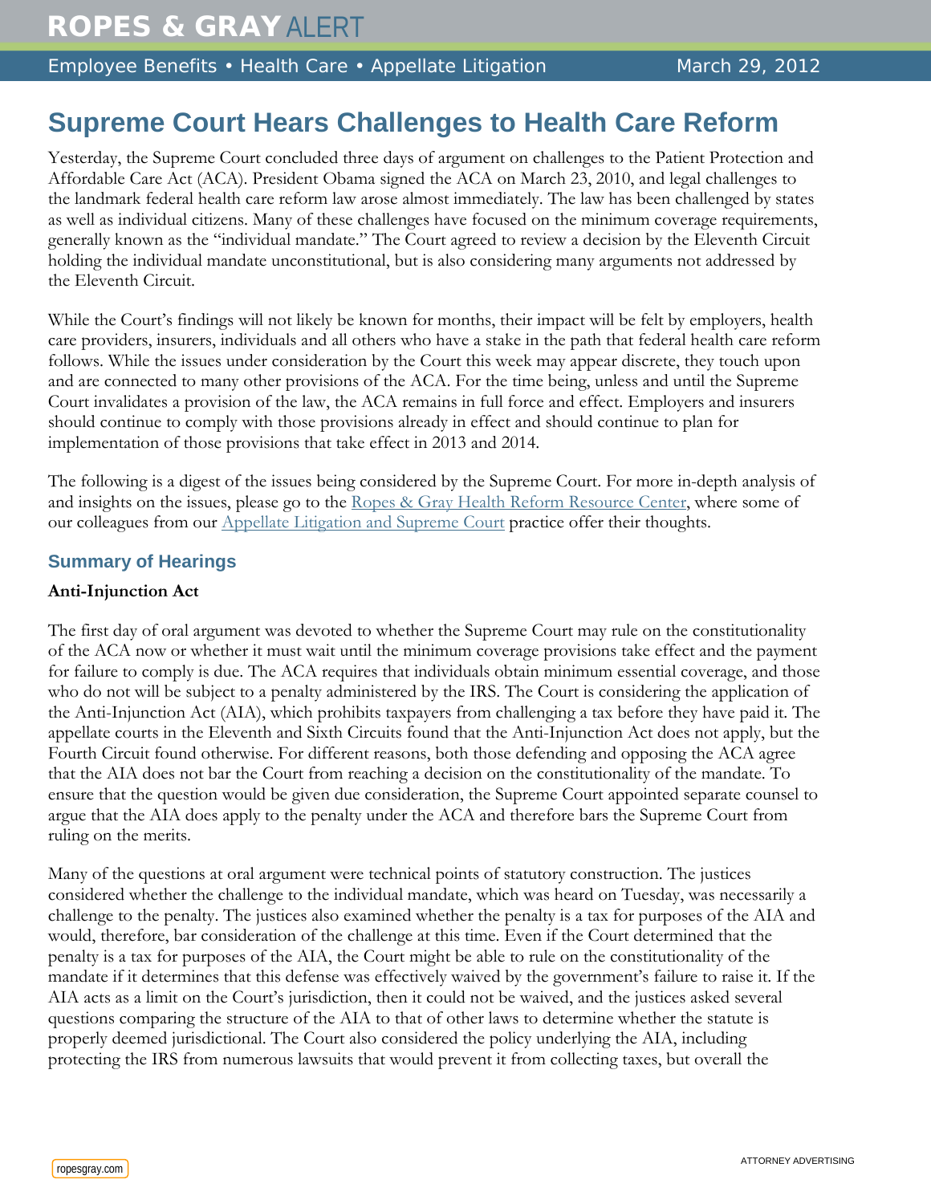# ROPES & GRAY ALERT

Employee Benefits • Health Care • Appellate Litigation — March 29, 2012

## Supreme Court Hears Challenges to Health Care Reform

Yesterday, the Supreme Court concluded three days of argument on challenges to the Patient Protection and Affordable Care Act (ACA). President Obama signed the ACA on March 23, 2010, and legal challenges to the landmark federal health care reform law arose almost immediately. The law has been challenged by states as well as individual citizens. Many of these challenges have focused on the minimum coverage requirements, generally known as the "individual mandate." The Court agreed to review a decision by the Eleventh Circuit holding the individual mandate unconstitutional, but is also considering many arguments not addressed by the Eleventh Circuit.

While the Court's findings will not likely be known for months, their impact will be felt by employers, health care providers, insurers, individuals and all others who have a stake in the path that federal health care reform follows. While the issues under consideration by the Court this week may appear discrete, they touch upon and are connected to many other provisions of the ACA. For the time being, unless and until the Supreme Court invalidates a provision of the law, the ACA remains in full force and effect. Employers and insurers should continue to comply with those provisions already in effect and should continue to plan for implementation of those provisions that take effect in 2013 and 2014.

The following is a digest of the issues being considered by the Supreme Court. For more in-depth analysis of and insights on the issues, please go to the Ropes & Gray Health Reform Resource Center, where some of our colleagues from our Appellate Litigation and Supreme Court practice offer their thoughts.

### Summary of Hearings

**Anti-Injunction Act**

The first day of oral argument was devoted to whether the Supreme Court may rule on the constitutionality of the ACA now or whether it must wait until the minimum coverage provisions take effect and the payment for failure to comply is due. The ACA requires that individuals obtain minimum essential coverage, and those who do not will be subject to a penalty administered by the IRS. The Court is considering the application of the Anti-Injunction Act (AIA), which prohibits taxpayers from challenging a tax before they have paid it. The appellate courts in the Eleventh and Sixth Circuits found that the Anti-Injunction Act does not apply, but the Fourth Circuit found otherwise. For different reasons, both those defending and opposing the ACA agree that the AIA does not bar the Court from reaching a decision on the constitutionality of the mandate. To ensure that the question would be given due consideration, the Supreme Court appointed separate counsel to argue that the AIA does apply to the penalty under the ACA and therefore bars the Supreme Court from ruling on the merits.

Many of the questions at oral argument were technical points of statutory construction. The justices considered whether the challenge to the individual mandate, which was heard on Tuesday, was necessarily a challenge to the penalty. The justices also examined whether the penalty is a tax for purposes of the AIA and would, therefore, bar consideration of the challenge at this time. Even if the Court determined that the penalty is a tax for purposes of the AIA, the Court might be able to rule on the constitutionality of the mandate if it determines that this defense was effectively waived by the government's failure to raise it. If the AIA acts as a limit on the Court's jurisdiction, then it could not be waived, and the justices asked several questions comparing the structure of the AIA to that of other laws to determine whether the statute is properly deemed jurisdictional. The Court also considered the policy underlying the AIA, including protecting the IRS from numerous lawsuits that would prevent it from collecting taxes, but overall the

ATTORNEY ADVERTISING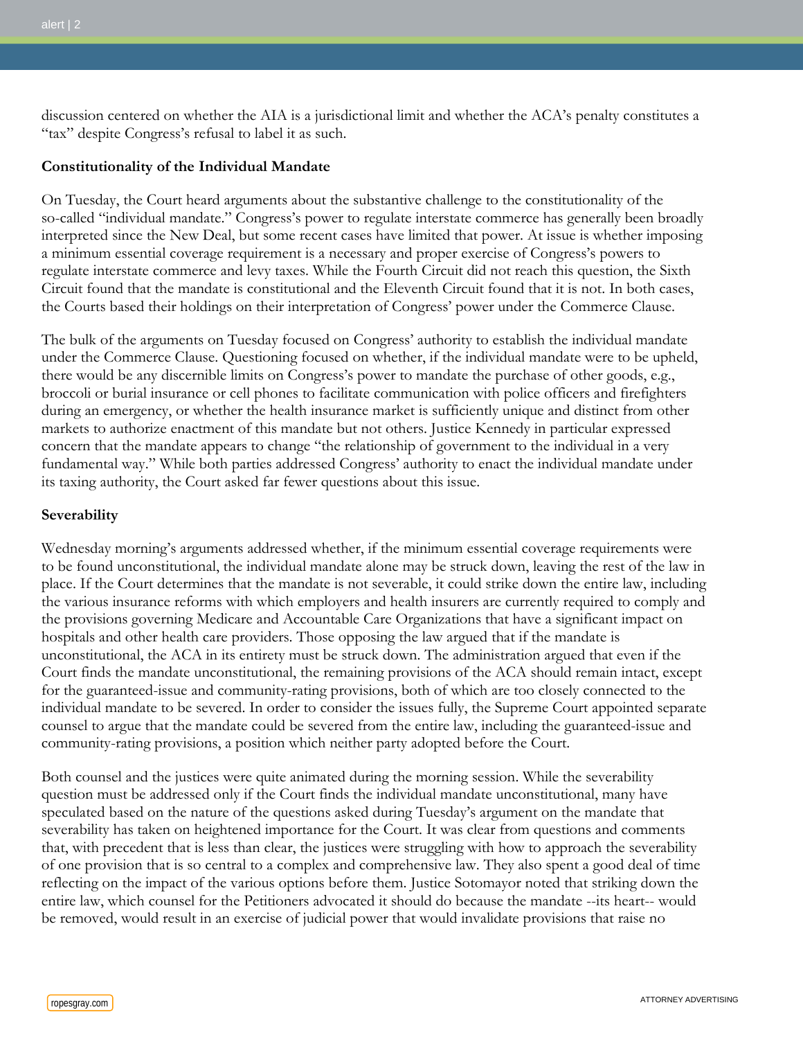discussion centered on whether the AIA is a jurisdictional limit and whether the ACA's penalty constitutes a "tax" despite Congress's refusal to label it as such.

**Constitutionality of the Individual Mandate**

On Tuesday, the Court heard arguments about the substantive challenge to the constitutionality of the so-called "individual mandate." Congress's power to regulate interstate commerce has generally been broadly interpreted since the New Deal, but some recent cases have limited that power. At issue is whether imposing a minimum essential coverage requirement is a necessary and proper exercise of Congress's powers to regulate interstate commerce and levy taxes. While the Fourth Circuit did not reach this question, the Sixth Circuit found that the mandate is constitutional and the Eleventh Circuit found that it is not. In both cases, the Courts based their holdings on their interpretation of Congress' power under the Commerce Clause.

The bulk of the arguments on Tuesday focused on Congress' authority to establish the individual mandate under the Commerce Clause. Questioning focused on whether, if the individual mandate were to be upheld, there would be any discernible limits on Congress's power to mandate the purchase of other goods, e.g., broccoli or burial insurance or cell phones to facilitate communication with police officers and firefighters during an emergency, or whether the health insurance market is sufficiently unique and distinct from other markets to authorize enactment of this mandate but not others. Justice Kennedy in particular expressed concern that the mandate appears to change "the relationship of government to the individual in a very fundamental way." While both parties addressed Congress' authority to enact the individual mandate under its taxing authority, the Court asked far fewer questions about this issue.

**Severability**

Wednesday morning's arguments addressed whether, if the minimum essential coverage requirements were to be found unconstitutional, the individual mandate alone may be struck down, leaving the rest of the law in place. If the Court determines that the mandate is not severable, it could strike down the entire law, including the various insurance reforms with which employers and health insurers are currently required to comply and the provisions governing Medicare and Accountable Care Organizations that have a significant impact on hospitals and other health care providers. Those opposing the law argued that if the mandate is unconstitutional, the ACA in its entirety must be struck down. The administration argued that even if the Court finds the mandate unconstitutional, the remaining provisions of the ACA should remain intact, except for the guaranteed-issue and community-rating provisions, both of which are too closely connected to the individual mandate to be severed. In order to consider the issues fully, the Supreme Court appointed separate counsel to argue that the mandate could be severed from the entire law, including the guaranteed-issue and community-rating provisions, a position which neither party adopted before the Court.

Both counsel and the justices were quite animated during the morning session. While the severability question must be addressed only if the Court finds the individual mandate unconstitutional, many have speculated based on the nature of the questions asked during Tuesday's argument on the mandate that severability has taken on heightened importance for the Court. It was clear from questions and comments that, with precedent that is less than clear, the justices were struggling with how to approach the severability of one provision that is so central to a complex and comprehensive law. They also spent a good deal of time reflecting on the impact of the various options before them. Justice Sotomayor noted that striking down the entire law, which counsel for the Petitioners advocated it should do because the mandate --its heart-- would be removed, would result in an exercise of judicial power that would invalidate provisions that raise no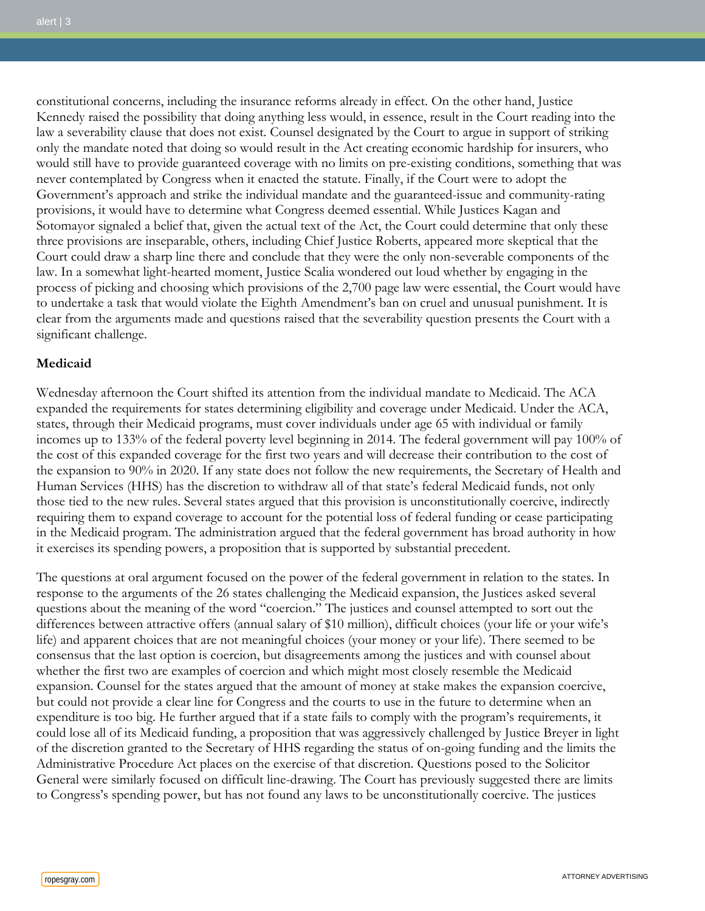constitutional concerns, including the insurance reforms already in effect. On the other hand, Justice Kennedy raised the possibility that doing anything less would, in essence, result in the Court reading into the law a severability clause that does not exist. Counsel designated by the Court to argue in support of striking only the mandate noted that doing so would result in the Act creating economic hardship for insurers, who would still have to provide guaranteed coverage with no limits on pre-existing conditions, something that was never contemplated by Congress when it enacted the statute. Finally, if the Court were to adopt the Government's approach and strike the individual mandate and the guaranteed-issue and community-rating provisions, it would have to determine what Congress deemed essential. While Justices Kagan and Sotomayor signaled a belief that, given the actual text of the Act, the Court could determine that only these three provisions are inseparable, others, including Chief Justice Roberts, appeared more skeptical that the Court could draw a sharp line there and conclude that they were the only non-severable components of the law. In a somewhat light-hearted moment, Justice Scalia wondered out loud whether by engaging in the process of picking and choosing which provisions of the 2,700 page law were essential, the Court would have to undertake a task that would violate the Eighth Amendment's ban on cruel and unusual punishment. It is clear from the arguments made and questions raised that the severability question presents the Court with a significant challenge.

**Medicaid**

Wednesday afternoon the Court shifted its attention from the individual mandate to Medicaid. The ACA expanded the requirements for states determining eligibility and coverage under Medicaid. Under the ACA, states, through their Medicaid programs, must cover individuals under age 65 with individual or family incomes up to 133% of the federal poverty level beginning in 2014. The federal government will pay 100% of the cost of this expanded coverage for the first two years and will decrease their contribution to the cost of the expansion to 90% in 2020. If any state does not follow the new requirements, the Secretary of Health and Human Services (HHS) has the discretion to withdraw all of that state's federal Medicaid funds, not only those tied to the new rules. Several states argued that this provision is unconstitutionally coercive, indirectly requiring them to expand coverage to account for the potential loss of federal funding or cease participating in the Medicaid program. The administration argued that the federal government has broad authority in how it exercises its spending powers, a proposition that is supported by substantial precedent.

The questions at oral argument focused on the power of the federal government in relation to the states. In response to the arguments of the 26 states challenging the Medicaid expansion, the Justices asked several questions about the meaning of the word "coercion." The justices and counsel attempted to sort out the differences between attractive offers (annual salary of $10 million), difficult choices (your life or your wife's life) and apparent choices that are not meaningful choices (your money or your life). There seemed to be consensus that the last option is coercion, but disagreements among the justices and with counsel about whether the first two are examples of coercion and which might most closely resemble the Medicaid expansion. Counsel for the states argued that the amount of money at stake makes the expansion coercive, but could not provide a clear line for Congress and the courts to use in the future to determine when an expenditure is too big. He further argued that if a state fails to comply with the program's requirements, it could lose all of its Medicaid funding, a proposition that was aggressively challenged by Justice Breyer in light of the discretion granted to the Secretary of HHS regarding the status of on-going funding and the limits the Administrative Procedure Act places on the exercise of that discretion. Questions posed to the Solicitor General were similarly focused on difficult line-drawing. The Court has previously suggested there are limits to Congress's spending power, but has not found any laws to be unconstitutionally coercive. The justices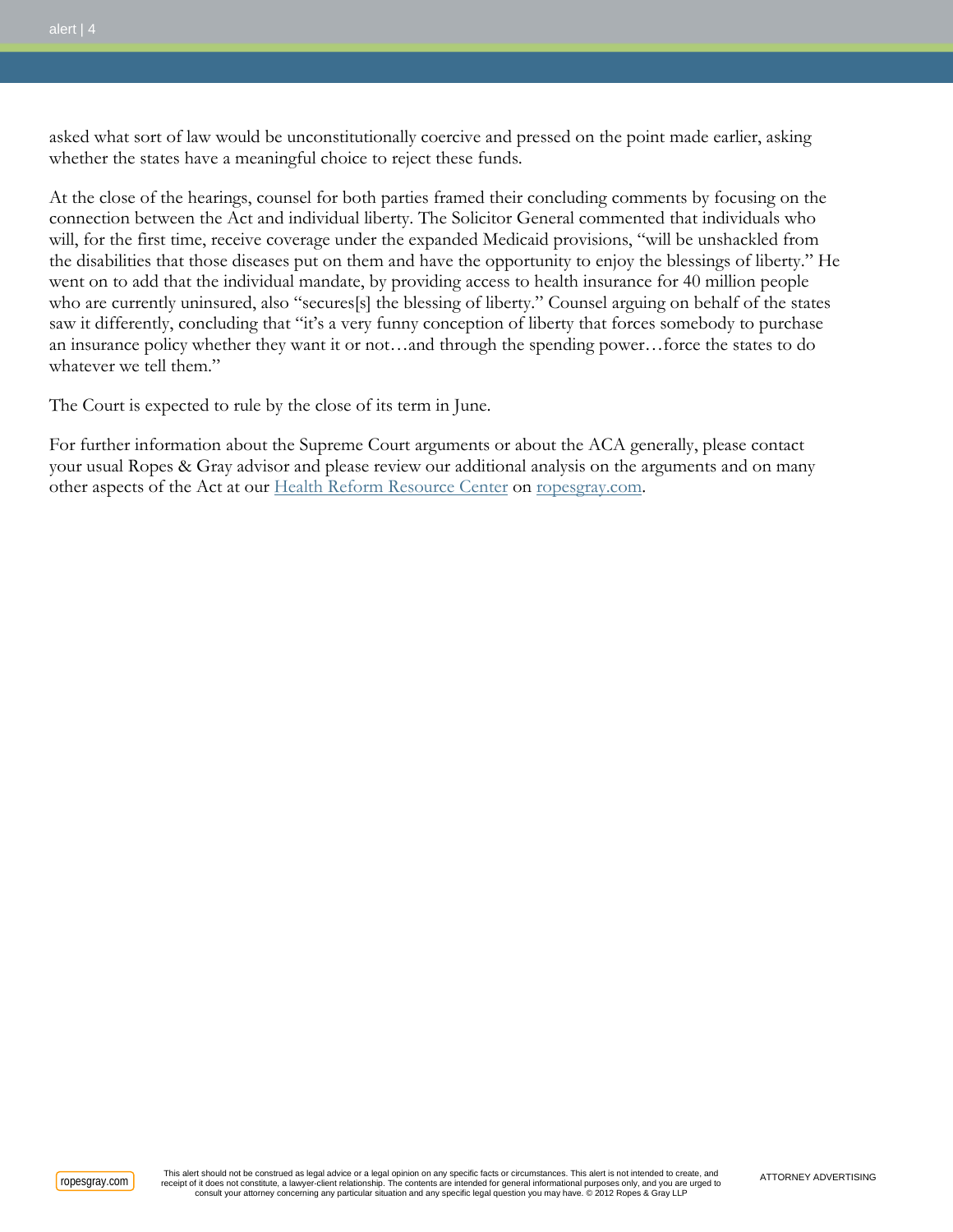asked what sort of law would be unconstitutionally coercive and pressed on the point made earlier, asking whether the states have a meaningful choice to reject these funds.

At the close of the hearings, counsel for both parties framed their concluding comments by focusing on the connection between the Act and individual liberty. The Solicitor General commented that individuals who will, for the first time, receive coverage under the expanded Medicaid provisions, "will be unshackled from the disabilities that those diseases put on them and have the opportunity to enjoy the blessings of liberty." He went on to add that the individual mandate, by providing access to health insurance for 40 million people who are currently uninsured, also "secures[s] the blessing of liberty." Counsel arguing on behalf of the states saw it differently, concluding that "it's a very funny conception of liberty that forces somebody to purchase an insurance policy whether they want it or not…and through the spending power…force the states to do whatever we tell them."

The Court is expected to rule by the close of its term in June.

For further information about the Supreme Court arguments or about the ACA generally, please contact your usual Ropes & Gray advisor and please review our additional analysis on the arguments and on many other aspects of the Act at our [Health Reform Resource Center](#) on [ropesgray.com](#).

This alert should not be construed as legal advice or a legal opinion on any specific facts or circumstances. This alert is not intended to create, and receipt of it does not constitute, a lawyer-client relationship. The contents are intended for general informational purposes only, and you are urged to consult your attorney concerning any particular situation and any specific legal question you may have. © 2012 Ropes & Gray LLP

ATTORNEY ADVERTISING